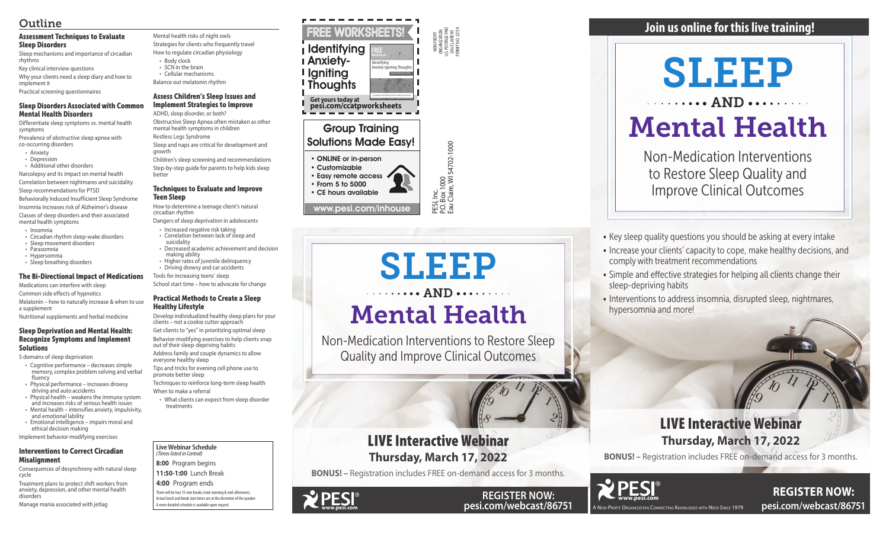## Outline

### Assessment Techniques to Evaluate Sleep Disorders

Sleep mechanisms and importance of circadian rhythms

Key clinical interview questions

Why your clients need a sleep diary and how to implement it

Practical screening questionnaires

### Sleep Disorders Associated with Common Mental Health Disorders

Differentiate sleep symptoms vs. mental health symptoms

Prevalence of obstructive sleep apnea with co-occurring disorders

- Anxiety
- Depression
- Additional other disorders

Narcolepsy and its impact on mental health

Correlation between nightmares and suicidality

Sleep recommendations for PTSD

Behaviorally Induced Insufficient Sleep Syndrome

Insomnia increases risk of Alzheimer's disease

Classes of sleep disorders and their associated mental health symptoms

- Insomnia
- Circadian rhythm sleep-wake disorders
- Sleep movement disorders
- Parasomnia
- Hypersomnia
- Sleep breathing disorders

### The Bi-Directional Impact of Medications

Medications can interfere with sleep

Common side effects of hypnotics

Melatonin – how to naturally increase & when to use a supplement

Nutritional supplements and herbal medicine

### Sleep Deprivation and Mental Health: Recognize Symptoms and Implement Solutions

5 domains of sleep deprivation

- Cognitive performance – decreases simple memory, complex problem solving and verbal fluency
- Physical performance – increases drowsy driving and auto accidents
- Physical health – weakens the immune system and increases risks of serious health issues
- Mental health – intensifies anxiety, impulsivity, and emotional lability
- Emotional intelligence – impairs moral and ethical decision making

Implement behavior-modifying exercises

### Interventions to Correct Circadian Misalignment

Consequences of desynchrony with natural sleep cycle

Treatment plans to protect shift workers from anxiety, depression, and other mental health disorders

Manage mania associated with jetlag

Mental health risks of night owls

Strategies for clients who frequently travel

How to regulate circadian physiology

- Body clock
- SCN in the brain
- Cellular mechanisms

Balance out melatonin rhythm

### Assess Children's Sleep Issues and Implement Strategies to Improve

ADHD, sleep disorder, or both?

Obstructive Sleep Apnea often mistaken as other mental health symptoms in children

Restless Legs Syndrome

Sleep and naps are critical for development and growth

Children's sleep screening and recommendations

Step-by-step guide for parents to help kids sleep better

### Techniques to Evaluate and Improve Teen Sleep

How to determine a teenage client's natural circadian rhythm

Dangers of sleep deprivation in adolescents

- Increased negative risk taking
- Correlation between lack of sleep and suicidality
- Decreased academic achievement and decision making ability
- Higher rates of juvenile delinquency
- Driving drowsy and car accidents

Tools for increasing teens' sleep

School start time – how to advocate for change

### Practical Methods to Create a Sleep Healthy Lifestyle

Develop individualized healthy sleep plans for your clients – not a cookie cutter approach

Get clients to "yes" in prioritizing optimal sleep

Behavior-modifying exercises to help clients snap out of their sleep-depriving habits

Address family and couple dynamics to allow everyone healthy sleep

Tips and tricks for evening cell phone use to promote better sleep

Techniques to reinforce long-term sleep health

When to make a referral

- What clients can expect from sleep disorder treatments

**Live Webinar Schedule**
*(Times listed in Central)*

**8:00** Program begins

**11:50-1:00** Lunch Break

**4:00** Program ends

There will be two 15-min breaks (mid-morning & mid-afternoon). Actual lunch and break start times are at the discretion of the speaker. A more detailed schedule is available upon request.

---

**FREE WORKSHEETS!**

**Identifying Anxiety-Igniting Thoughts**

**Get yours today at pesi.com/ccatpworksheets**

NON-PROFIT ORGANIZATION U.S. POSTAGE PAID EAU CLAIRE WI PERMIT NO. 32729

**Group Training Solutions Made Easy!**

- ONLINE or in-person
- Customizable
- Easy remote access
- From 5 to 5000
- CE hours available

www.pesi.com/inhouse

PESI, Inc.
P.O. Box 1000
Eau Claire, WI 54702-1000

---

# SLEEP AND Mental Health

Non-Medication Interventions to Restore Sleep Quality and Improve Clinical Outcomes

## LIVE Interactive Webinar

**Thursday, March 17, 2022**

**BONUS! –** Registration includes FREE on-demand access for 3 months.

PESI® www.pesi.com

**REGISTER NOW: pesi.com/webcast/86751**

---

## Join us online for this live training!

# SLEEP AND Mental Health

Non-Medication Interventions to Restore Sleep Quality and Improve Clinical Outcomes

- Key sleep quality questions you should be asking at every intake
- Increase your clients' capacity to cope, make healthy decisions, and comply with treatment recommendations
- Simple and effective strategies for helping all clients change their sleep-depriving habits
- Interventions to address insomnia, disrupted sleep, nightmares, hypersomnia and more!

## LIVE Interactive Webinar

**Thursday, March 17, 2022**

**BONUS! –** Registration includes FREE on-demand access for 3 months.

PESI® www.pesi.com

A Non-Profit Organization Connecting Knowledge with Need Since 1979

**REGISTER NOW: pesi.com/webcast/86751**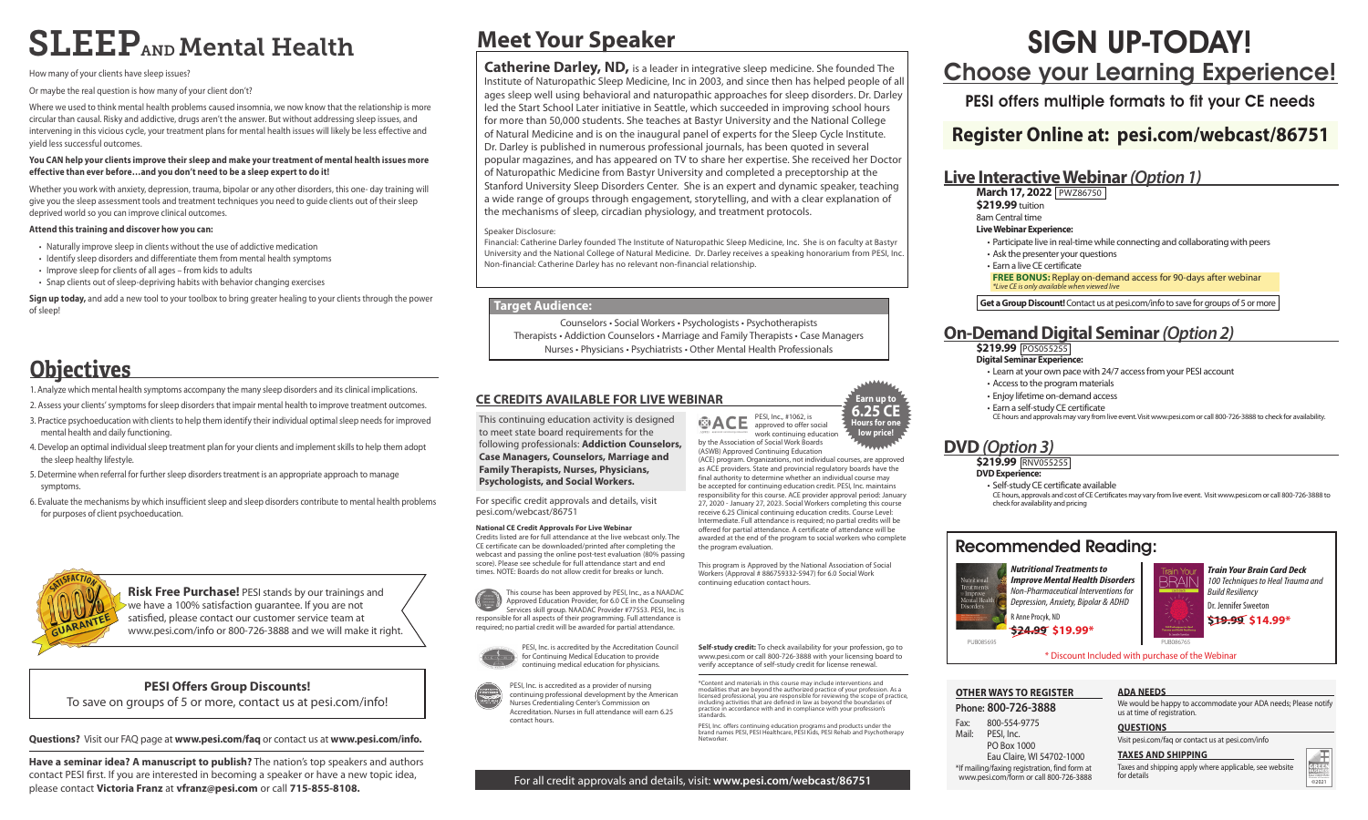# SLEEP AND Mental Health

How many of your clients have sleep issues?

Or maybe the real question is how many of your client don't?

Where we used to think mental health problems caused insomnia, we now know that the relationship is more circular than causal. Risky and addictive, drugs aren't the answer. But without addressing sleep issues, and intervening in this vicious cycle, your treatment plans for mental health issues will likely be less effective and yield less successful outcomes.

**You CAN help your clients improve their sleep and make your treatment of mental health issues more effective than ever before…and you don't need to be a sleep expert to do it!**

Whether you work with anxiety, depression, trauma, bipolar or any other disorders, this one- day training will give you the sleep assessment tools and treatment techniques you need to guide clients out of their sleep deprived world so you can improve clinical outcomes.

**Attend this training and discover how you can:**

- Naturally improve sleep in clients without the use of addictive medication
- Identify sleep disorders and differentiate them from mental health symptoms
- Improve sleep for clients of all ages – from kids to adults
- Snap clients out of sleep-depriving habits with behavior changing exercises

**Sign up today,** and add a new tool to your toolbox to bring greater healing to your clients through the power of sleep!

## Objectives

1. Analyze which mental health symptoms accompany the many sleep disorders and its clinical implications.
2. Assess your clients' symptoms for sleep disorders that impair mental health to improve treatment outcomes.
3. Practice psychoeducation with clients to help them identify their individual optimal sleep needs for improved mental health and daily functioning.
4. Develop an optimal individual sleep treatment plan for your clients and implement skills to help them adopt the sleep healthy lifestyle.
5. Determine when referral for further sleep disorders treatment is an appropriate approach to manage symptoms.
6. Evaluate the mechanisms by which insufficient sleep and sleep disorders contribute to mental health problems for purposes of client psychoeducation.

SATISFACTION 100% GUARANTEE

**Risk Free Purchase!** PESI stands by our trainings and we have a 100% satisfaction guarantee. If you are not satisfied, please contact our customer service team at www.pesi.com/info or 800-726-3888 and we will make it right.

**PESI Offers Group Discounts!**
To save on groups of 5 or more, contact us at pesi.com/info!

**Questions?** Visit our FAQ page at **www.pesi.com/faq** or contact us at **www.pesi.com/info.**

**Have a seminar idea? A manuscript to publish?** The nation's top speakers and authors contact PESI first. If you are interested in becoming a speaker or have a new topic idea, please contact **Victoria Franz** at **vfranz@pesi.com** or call **715-855-8108.**

## Meet Your Speaker

**Catherine Darley, ND,** is a leader in integrative sleep medicine. She founded The Institute of Naturopathic Sleep Medicine, Inc. in 2003, and since then has helped people of all ages sleep well using behavioral and naturopathic approaches for sleep disorders. Dr. Darley led the Start School Later initiative in Seattle, which succeeded in improving school hours for more than 50,000 students. She teaches at Bastyr University and the National College of Natural Medicine and is on the inaugural panel of experts for the Sleep Cycle Institute. Dr. Darley is published in numerous professional journals, has been quoted in several popular magazines, and has appeared on TV to share her expertise. She received her Doctor of Naturopathic Medicine from Bastyr University and completed a preceptorship at the Stanford University Sleep Disorders Center. She is an expert and dynamic speaker, teaching a wide range of groups through engagement, storytelling, and with a clear explanation of the mechanisms of sleep, circadian physiology, and treatment protocols.

Speaker Disclosure:

Financial: Catherine Darley founded The Institute of Naturopathic Sleep Medicine, Inc. She is on faculty at Bastyr University and the National College of Natural Medicine. Dr. Darley receives a speaking honorarium from PESI, Inc.
Non-financial: Catherine Darley has no relevant non-financial relationship.

**Target Audience:**

Counselors • Social Workers • Psychologists • Psychotherapists
Therapists • Addiction Counselors • Marriage and Family Therapists • Case Managers
Nurses • Physicians • Psychiatrists • Other Mental Health Professionals

## CE CREDITS AVAILABLE FOR LIVE WEBINAR

Earn up to 6.25 CE Hours for one low price!

This continuing education activity is designed to meet state board requirements for the following professionals: **Addiction Counselors, Case Managers, Counselors, Marriage and Family Therapists, Physicians, Psychologists, and Social Workers.**

For specific credit approvals and details, visit pesi.com/webcast/86751

**National CE Credit Approvals For Live Webinar**
Credits listed are for full attendance at the live webcast only. The CE certificate can be downloaded/printed after completing the webcast and passing the online post-test evaluation (80% passing score). Please see schedule for full attendance start and end times. NOTE: Boards do not allow credit for breaks or lunch.

This course has been approved by PESI, Inc., as a NAADAC Approved Education Provider, for 6.0 CE in the Counseling Services skill group. NAADAC Provider #77553. PESI, Inc. is responsible for all aspects of their programming. Full attendance is required; no partial credit will be awarded for partial attendance.

PESI, Inc. is accredited by the Accreditation Council for Continuing Medical Education to provide continuing medical education for physicians.

PESI, Inc. is accredited as a provider of nursing continuing professional development by the American Nurses Credentialing Center's Commission on Accreditation. Nurses in full attendance will earn 6.25 contact hours.

PESI, Inc., #1062, is approved to offer social work continuing education by the Association of Social Work Boards (ASWB) Approved Continuing Education (ACE) program. Organizations, not individual courses, are approved as ACE providers. State and provincial regulatory boards have the final authority to determine whether an individual course may be accepted for continuing education credit. PESI, Inc. maintains responsibility for this course. ACE provider approval period: January 27, 2020 - January 27, 2023. Social Workers completing this course receive 6.25 Clinical continuing education credits. Course Level: Intermediate. Full attendance is required; no partial credits will be offered for partial attendance. A certificate of attendance will be awarded at the end of the program to social workers who complete the program evaluation.

This program is Approved by the National Association of Social Workers (Approval # 886759332-5947) for 6.0 Social Work continuing education contact hours.

**Self-study credit:** To check availability for your profession, go to www.pesi.com or call 800-726-3888 with your licensing board to verify acceptance of self-study credit for license renewal.

*Content and materials in this course may include interventions and modalities that are beyond the authorized practice of your profession. As a licensed professional, you are responsible for reviewing the scope of practice, including activities that are defined in law as beyond the boundaries of practice in accordance with and in compliance with your profession's standards.

PESI, Inc. offers continuing education programs and products under the brand names PESI, PESI Healthcare, PESI Kids, PESI Rehab and Psychotherapy Networker.

For all credit approvals and details, visit: **www.pesi.com/webcast/86751**

# SIGN UP-TODAY!

## Choose your Learning Experience!

**PESI offers multiple formats to fit your CE needs**

## Register Online at: pesi.com/webcast/86751

### Live Interactive Webinar *(Option 1)*

**March 17, 2022** PWZ86750
**$219.99** tuition
8am Central time

**Live Webinar Experience:**

- Participate live in real-time while connecting and collaborating with peers
- Ask the presenter your questions
- Earn a live CE certificate

**FREE BONUS:** Replay on-demand access for 90-days after webinar
*Live CE is only available when viewed live*

**Get a Group Discount!** Contact us at pesi.com/info to save for groups of 5 or more

### On-Demand Digital Seminar *(Option 2)*

**$219.99** POS055255

**Digital Seminar Experience:**

- Learn at your own pace with 24/7 access from your PESI account
- Access to the program materials
- Enjoy lifetime on-demand access
- Earn a self-study CE certificate
  CE hours and approvals may vary from live event. Visit www.pesi.com or call 800-726-3888 to check for availability.

### DVD *(Option 3)*

**$219.99** RNV055255

**DVD Experience:**

- Self-study CE certificate available
  CE hours, approvals and cost of CE Certificates may vary from live event. Visit www.pesi.com or call 800-726-3888 to check for availability and pricing

## Recommended Reading:

***Nutritional Treatments to Improve Mental Health Disorders*** *Non-Pharmaceutical Interventions for Depression, Anxiety, Bipolar & ADHD*
R Anne Procyk, ND
~~$24.99~~ **$19.99***
PUB085695

***Train Your Brain Card Deck*** *100 Techniques to Heal Trauma and Build Resiliency*
Dr. Jennifer Sweeton
~~$19.99~~ **$14.99***
PUB086765

* Discount Included with purchase of the Webinar

**OTHER WAYS TO REGISTER**
**Phone: 800-726-3888**
Fax: 800-554-9775
Mail: PESI, Inc.
PO Box 1000
Eau Claire, WI 54702-1000
*If mailing/faxing registration, find form at www.pesi.com/form or call 800-726-3888

**ADA NEEDS**
We would be happy to accommodate your ADA needs; Please notify us at time of registration.

**QUESTIONS**
Visit pesi.com/faq or contact us at pesi.com/info

**TAXES AND SHIPPING**
Taxes and shipping apply where applicable, see website for details

©2021